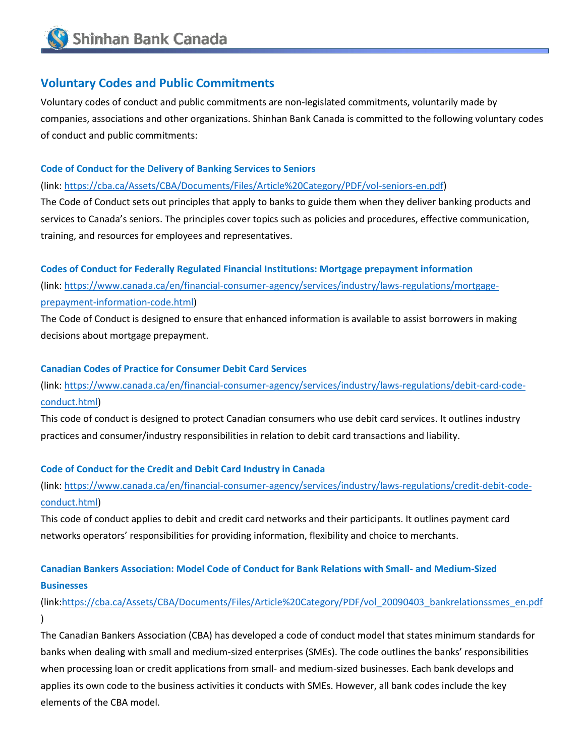## Voluntary Codes and Public Commitments

Voluntary codes of conduct and public commitments are non-legislated commitments, voluntarily made by companies, associations and other organizations. Shinhan Bank Canada is committed to the following voluntary codes of conduct and public commitments:

### Code of Conduct for the Delivery of Banking Services to Seniors

(link: https://cba.ca/Assets/CBA/Documents/Files/Article%20Category/PDF/vol-seniors-en.pdf)

The Code of Conduct sets out principles that apply to banks to guide them when they deliver banking products and services to Canada's seniors. The principles cover topics such as policies and procedures, effective communication, training, and resources for employees and representatives.

### Codes of Conduct for Federally Regulated Financial Institutions: Mortgage prepayment information

(link: https://www.canada.ca/en/financial-consumer-agency/services/industry/laws-regulations/mortgage-prepayment-information-code.html)

The Code of Conduct is designed to ensure that enhanced information is available to assist borrowers in making decisions about mortgage prepayment.

### Canadian Codes of Practice for Consumer Debit Card Services

(link: https://www.canada.ca/en/financial-consumer-agency/services/industry/laws-regulations/debit-card-code-conduct.html)

This code of conduct is designed to protect Canadian consumers who use debit card services. It outlines industry practices and consumer/industry responsibilities in relation to debit card transactions and liability.

### Code of Conduct for the Credit and Debit Card Industry in Canada

(link: https://www.canada.ca/en/financial-consumer-agency/services/industry/laws-regulations/credit-debit-code-conduct.html)

This code of conduct applies to debit and credit card networks and their participants. It outlines payment card networks operators' responsibilities for providing information, flexibility and choice to merchants.

### Canadian Bankers Association: Model Code of Conduct for Bank Relations with Small- and Medium-Sized Businesses

(link:https://cba.ca/Assets/CBA/Documents/Files/Article%20Category/PDF/vol_20090403_bankrelationssmes_en.pdf)

The Canadian Bankers Association (CBA) has developed a code of conduct model that states minimum standards for banks when dealing with small and medium-sized enterprises (SMEs). The code outlines the banks' responsibilities when processing loan or credit applications from small- and medium-sized businesses. Each bank develops and applies its own code to the business activities it conducts with SMEs. However, all bank codes include the key elements of the CBA model.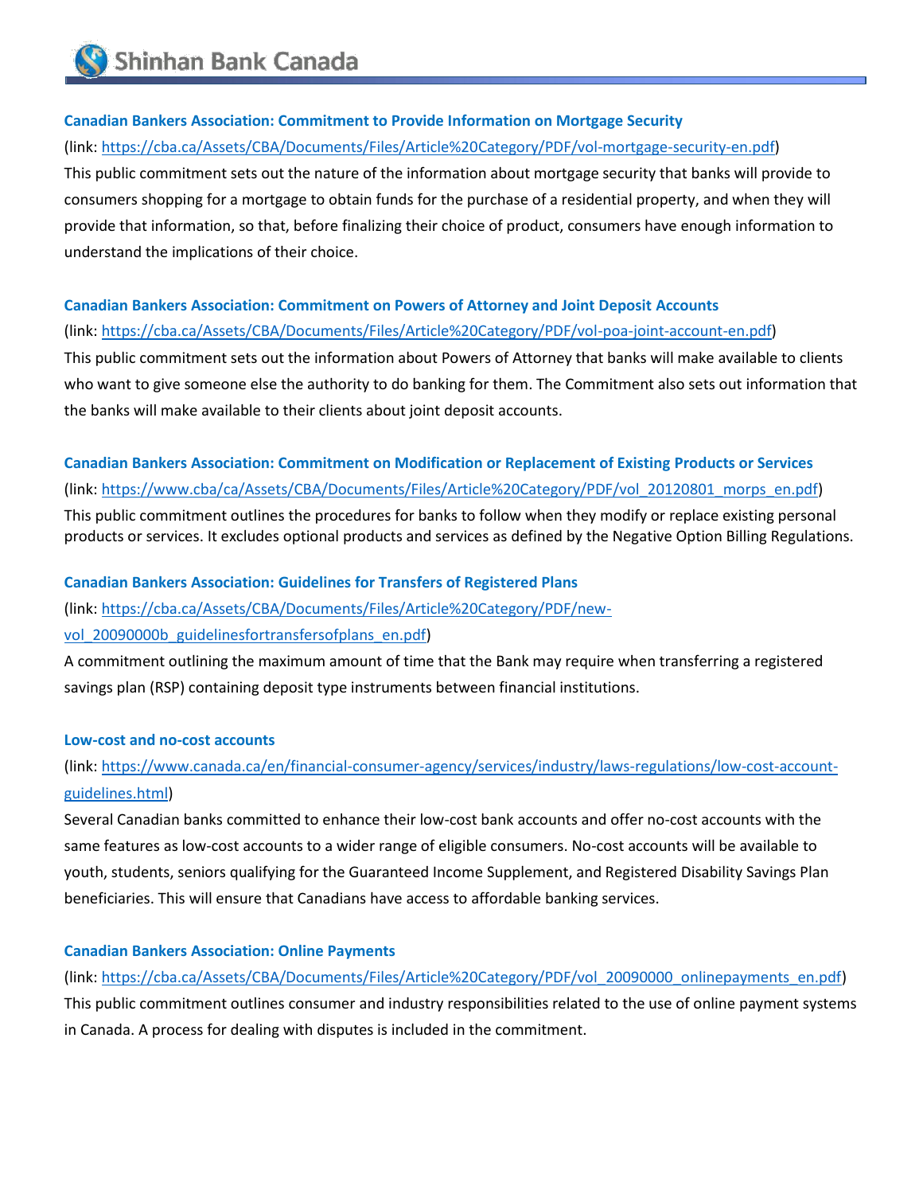### Canadian Bankers Association: Commitment to Provide Information on Mortgage Security

(link: https://cba.ca/Assets/CBA/Documents/Files/Article%20Category/PDF/vol-mortgage-security-en.pdf)

This public commitment sets out the nature of the information about mortgage security that banks will provide to consumers shopping for a mortgage to obtain funds for the purchase of a residential property, and when they will provide that information, so that, before finalizing their choice of product, consumers have enough information to understand the implications of their choice.

### Canadian Bankers Association: Commitment on Powers of Attorney and Joint Deposit Accounts

(link: https://cba.ca/Assets/CBA/Documents/Files/Article%20Category/PDF/vol-poa-joint-account-en.pdf)

This public commitment sets out the information about Powers of Attorney that banks will make available to clients who want to give someone else the authority to do banking for them. The Commitment also sets out information that the banks will make available to their clients about joint deposit accounts.

### Canadian Bankers Association: Commitment on Modification or Replacement of Existing Products or Services

(link: https://www.cba/ca/Assets/CBA/Documents/Files/Article%20Category/PDF/vol_20120801_morps_en.pdf)

This public commitment outlines the procedures for banks to follow when they modify or replace existing personal products or services. It excludes optional products and services as defined by the Negative Option Billing Regulations.

### Canadian Bankers Association: Guidelines for Transfers of Registered Plans

(link: https://cba.ca/Assets/CBA/Documents/Files/Article%20Category/PDF/new-vol_20090000b_guidelinesfortransfersofplans_en.pdf)

A commitment outlining the maximum amount of time that the Bank may require when transferring a registered savings plan (RSP) containing deposit type instruments between financial institutions.

### Low-cost and no-cost accounts

(link: https://www.canada.ca/en/financial-consumer-agency/services/industry/laws-regulations/low-cost-account-guidelines.html)

Several Canadian banks committed to enhance their low-cost bank accounts and offer no-cost accounts with the same features as low-cost accounts to a wider range of eligible consumers. No-cost accounts will be available to youth, students, seniors qualifying for the Guaranteed Income Supplement, and Registered Disability Savings Plan beneficiaries. This will ensure that Canadians have access to affordable banking services.

### Canadian Bankers Association: Online Payments

(link: https://cba.ca/Assets/CBA/Documents/Files/Article%20Category/PDF/vol_20090000_onlinepayments_en.pdf)

This public commitment outlines consumer and industry responsibilities related to the use of online payment systems in Canada. A process for dealing with disputes is included in the commitment.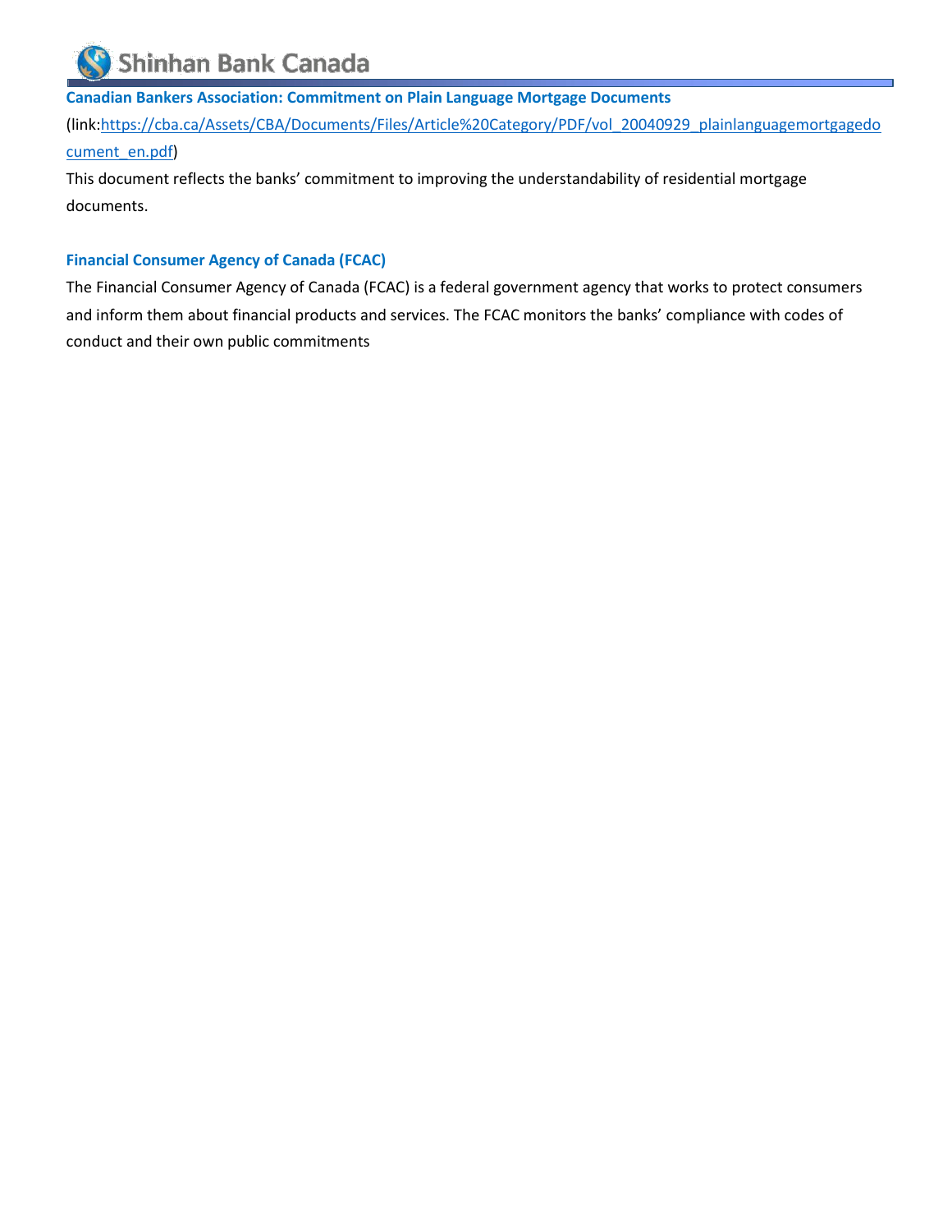**Canadian Bankers Association: Commitment on Plain Language Mortgage Documents**

(link:https://cba.ca/Assets/CBA/Documents/Files/Article%20Category/PDF/vol_20040929_plainlanguagemortgagedocument_en.pdf)

This document reflects the banks' commitment to improving the understandability of residential mortgage documents.

**Financial Consumer Agency of Canada (FCAC)**

The Financial Consumer Agency of Canada (FCAC) is a federal government agency that works to protect consumers and inform them about financial products and services. The FCAC monitors the banks' compliance with codes of conduct and their own public commitments